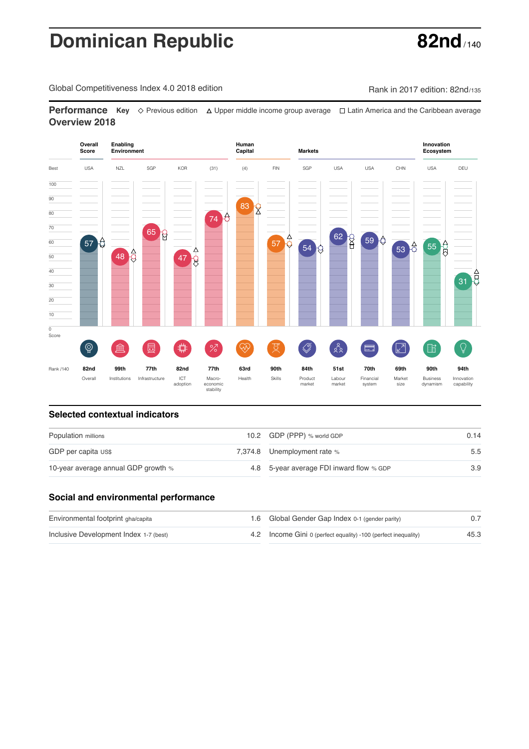# Dominican Republic

**82nd** / 140

Global Competitiveness Index 4.0 2018 edition

Rank in 2017 edition: 82nd/135

## Performance Overview 2018

**Key** ◇ Previous edition △ Upper middle income group average □ Latin America and the Caribbean average

| | Overall Score | Enabling Environment | | | | Human Capital | | Markets | | | | Innovation Ecosystem | |
|---|---|---|---|---|---|---|---|---|---|---|---|---|---|
| Best | USA | NZL | SGP | KOR | (31) | (4) | FIN | SGP | USA | USA | CHN | USA | DEU |
| Score | 57 | 48 | 65 | 47 | 74 | 83 | 57 | 54 | 62 | 59 | 53 | 55 | 31 |
| Rank /140 | 82nd | 99th | 77th | 82nd | 77th | 63rd | 90th | 84th | 51st | 70th | 69th | 90th | 94th |
| | Overall | Institutions | Infrastructure | ICT adoption | Macro-economic stability | Health | Skills | Product market | Labour market | Financial system | Market size | Business dynamism | Innovation capability |

## Selected contextual indicators

| | | | |
|---|---|---|---|
| Population millions | 10.2 | GDP (PPP) % world GDP | 0.14 |
| GDP per capita US$ | 7,374.8 | Unemployment rate % | 5.5 |
| 10-year average annual GDP growth % | 4.8 | 5-year average FDI inward flow % GDP | 3.9 |

## Social and environmental performance

| | | | |
|---|---|---|---|
| Environmental footprint gha/capita | 1.6 | Global Gender Gap Index 0-1 (gender parity) | 0.7 |
| Inclusive Development Index 1-7 (best) | 4.2 | Income Gini 0 (perfect equality) -100 (perfect inequality) | 45.3 |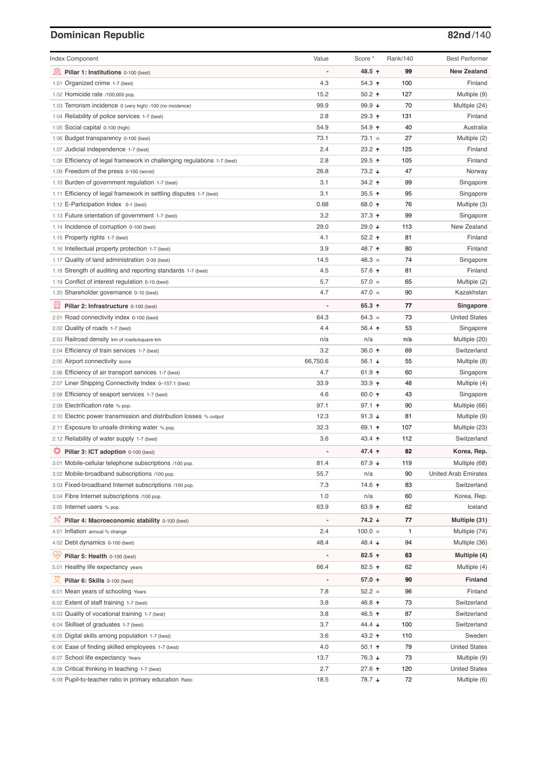## Dominican Republic

**82nd**/140

| Index Component | Value | Score * | Rank/140 | Best Performer |
|---|---|---|---|---|
| **Pillar 1: Institutions** 0-100 (best) | - | **48.5 ↑** | **99** | **New Zealand** |
| 1.01 Organized crime 1-7 (best) | 4.3 | 54.3 ↑ | 100 | Finland |
| 1.02 Homicide rate /100,000 pop. | 15.2 | 50.2 ↑ | 127 | Multiple (9) |
| 1.03 Terrorism incidence 0 (very high) -100 (no incidence) | 99.9 | 99.9 ↓ | 70 | Multiple (24) |
| 1.04 Reliability of police services 1-7 (best) | 2.8 | 29.3 ↑ | 131 | Finland |
| 1.05 Social capital 0-100 (high) | 54.9 | 54.9 ↑ | 40 | Australia |
| 1.06 Budget transparency 0-100 (best) | 73.1 | 73.1 = | 27 | Multiple (2) |
| 1.07 Judicial independence 1-7 (best) | 2.4 | 23.2 ↑ | 125 | Finland |
| 1.08 Efficiency of legal framework in challenging regulations 1-7 (best) | 2.8 | 29.5 ↑ | 105 | Finland |
| 1.09 Freedom of the press 0-100 (worst) | 26.8 | 73.2 ↓ | 47 | Norway |
| 1.10 Burden of government regulation 1-7 (best) | 3.1 | 34.2 ↑ | 99 | Singapore |
| 1.11 Efficiency of legal framework in settling disputes 1-7 (best) | 3.1 | 35.5 ↑ | 95 | Singapore |
| 1.12 E-Participation Index 0-1 (best) | 0.68 | 68.0 ↑ | 76 | Multiple (3) |
| 1.13 Future orientation of government 1-7 (best) | 3.2 | 37.3 ↑ | 99 | Singapore |
| 1.14 Incidence of corruption 0-100 (best) | 29.0 | 29.0 ↓ | 113 | New Zealand |
| 1.15 Property rights 1-7 (best) | 4.1 | 52.2 ↑ | 81 | Finland |
| 1.16 Intellectual property protection 1-7 (best) | 3.9 | 48.7 ↑ | 80 | Finland |
| 1.17 Quality of land administration 0-30 (best) | 14.5 | 48.3 = | 74 | Singapore |
| 1.18 Strength of auditing and reporting standards 1-7 (best) | 4.5 | 57.6 ↑ | 81 | Finland |
| 1.19 Conflict of interest regulation 0-10 (best) | 5.7 | 57.0 = | 65 | Multiple (2) |
| 1.20 Shareholder governance 0-10 (best) | 4.7 | 47.0 = | 90 | Kazakhstan |
| **Pillar 2: Infrastructure** 0-100 (best) | - | **65.3 ↑** | **77** | **Singapore** |
| 2.01 Road connectivity index 0-100 (best) | 64.3 | 64.3 = | 73 | United States |
| 2.02 Quality of roads 1-7 (best) | 4.4 | 56.4 ↑ | 53 | Singapore |
| 2.03 Railroad density km of roads/square km | n/a | n/a | n/a | Multiple (20) |
| 2.04 Efficiency of train services 1-7 (best) | 3.2 | 36.0 ↑ | 69 | Switzerland |
| 2.05 Airport connectivity score | 66,750.6 | 56.1 ↓ | 55 | Multiple (8) |
| 2.06 Efficiency of air transport services 1-7 (best) | 4.7 | 61.9 ↑ | 60 | Singapore |
| 2.07 Liner Shipping Connectivity Index 0–157.1 (best) | 33.9 | 33.9 ↑ | 48 | Multiple (4) |
| 2.08 Efficiency of seaport services 1-7 (best) | 4.6 | 60.0 ↑ | 43 | Singapore |
| 2.09 Electrification rate % pop. | 97.1 | 97.1 ↑ | 90 | Multiple (66) |
| 2.10 Electric power transmission and distribution losses % output | 12.3 | 91.3 ↓ | 81 | Multiple (9) |
| 2.11 Exposure to unsafe drinking water % pop. | 32.3 | 69.1 ↑ | 107 | Multiple (23) |
| 2.12 Reliability of water supply 1-7 (best) | 3.6 | 43.4 ↑ | 112 | Switzerland |
| **Pillar 3: ICT adoption** 0-100 (best) | - | **47.4 ↑** | **82** | **Korea, Rep.** |
| 3.01 Mobile-cellular telephone subscriptions /100 pop. | 81.4 | 67.9 ↓ | 119 | Multiple (68) |
| 3.02 Mobile-broadband subscriptions /100 pop. | 55.7 | n/a | 90 | United Arab Emirates |
| 3.03 Fixed-broadband Internet subscriptions /100 pop. | 7.3 | 14.6 ↑ | 83 | Switzerland |
| 3.04 Fibre Internet subscriptions /100 pop. | 1.0 | n/a | 60 | Korea, Rep. |
| 3.05 Internet users % pop. | 63.9 | 63.9 ↑ | 62 | Iceland |
| **Pillar 4: Macroeconomic stability** 0-100 (best) | - | **74.2 ↓** | **77** | **Multiple (31)** |
| 4.01 Inflation annual % change | 2.4 | 100.0 = | 1 | Multiple (74) |
| 4.02 Debt dynamics 0-100 (best) | 48.4 | 48.4 ↓ | 94 | Multiple (36) |
| **Pillar 5: Health** 0-100 (best) | - | **82.5 ↑** | **63** | **Multiple (4)** |
| 5.01 Healthy life expectancy years | 66.4 | 82.5 ↑ | 62 | Multiple (4) |
| **Pillar 6: Skills** 0-100 (best) | - | **57.0 ↑** | **90** | **Finland** |
| 6.01 Mean years of schooling Years | 7.8 | 52.2 = | 96 | Finland |
| 6.02 Extent of staff training 1-7 (best) | 3.8 | 46.8 ↑ | 73 | Switzerland |
| 6.03 Quality of vocational training 1-7 (best) | 3.8 | 46.5 ↑ | 87 | Switzerland |
| 6.04 Skillset of graduates 1-7 (best) | 3.7 | 44.4 ↓ | 100 | Switzerland |
| 6.05 Digital skills among population 1-7 (best) | 3.6 | 43.2 ↑ | 110 | Sweden |
| 6.06 Ease of finding skilled employees 1-7 (best) | 4.0 | 50.1 ↑ | 79 | United States |
| 6.07 School life expectancy Years | 13.7 | 76.3 ↓ | 73 | Multiple (9) |
| 6.08 Critical thinking in teaching 1-7 (best) | 2.7 | 27.6 ↑ | 120 | United States |
| 6.09 Pupil-to-teacher ratio in primary education Ratio | 18.5 | 78.7 ↓ | 72 | Multiple (6) |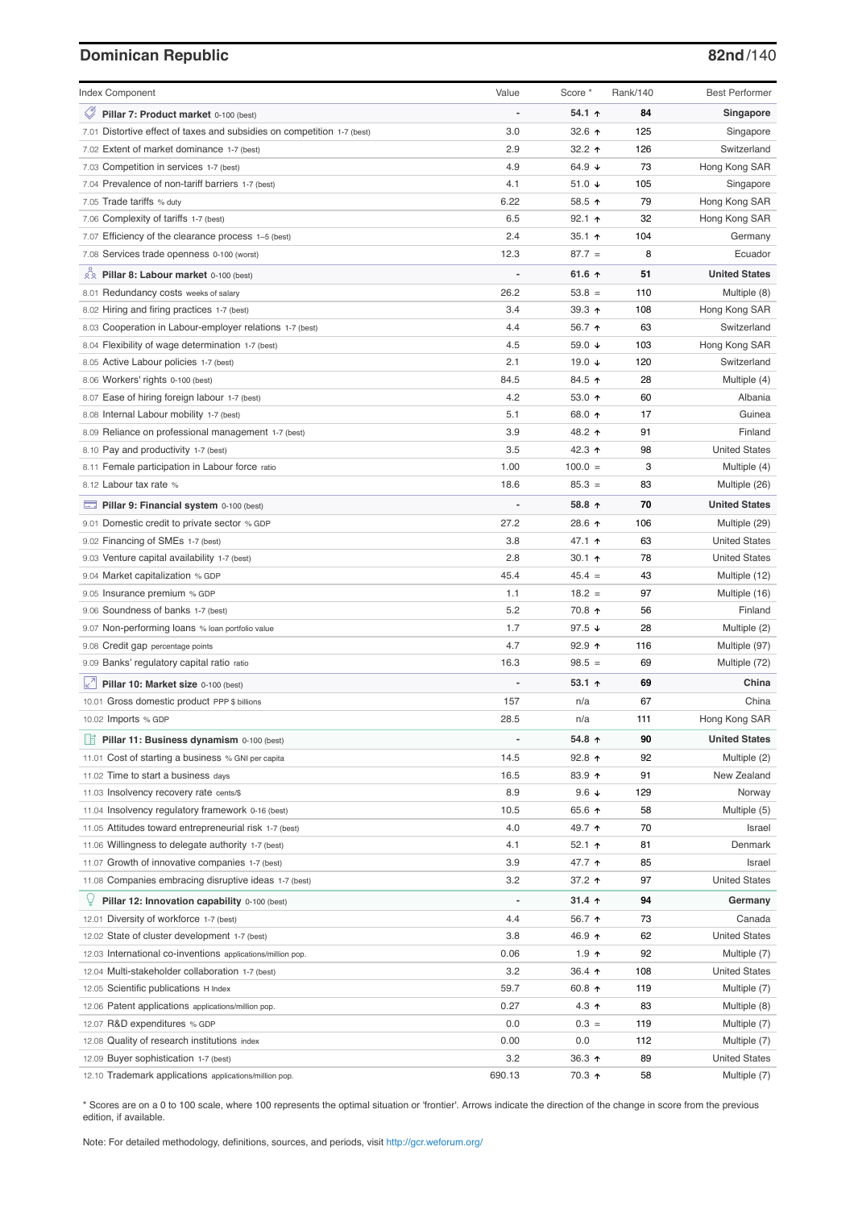## Dominican Republic

**82nd**/140

| Index Component | Value | Score * | Rank/140 | Best Performer |
|---|---|---|---|---|
| **Pillar 7: Product market** 0-100 (best) | - | **54.1 ↑** | **84** | **Singapore** |
| 7.01 Distortive effect of taxes and subsidies on competition 1-7 (best) | 3.0 | 32.6 ↑ | 125 | Singapore |
| 7.02 Extent of market dominance 1-7 (best) | 2.9 | 32.2 ↑ | 126 | Switzerland |
| 7.03 Competition in services 1-7 (best) | 4.9 | 64.9 ↓ | 73 | Hong Kong SAR |
| 7.04 Prevalence of non-tariff barriers 1-7 (best) | 4.1 | 51.0 ↓ | 105 | Singapore |
| 7.05 Trade tariffs % duty | 6.22 | 58.5 ↑ | 79 | Hong Kong SAR |
| 7.06 Complexity of tariffs 1-7 (best) | 6.5 | 92.1 ↑ | 32 | Hong Kong SAR |
| 7.07 Efficiency of the clearance process 1–5 (best) | 2.4 | 35.1 ↑ | 104 | Germany |
| 7.08 Services trade openness 0-100 (worst) | 12.3 | 87.7 = | 8 | Ecuador |
| **Pillar 8: Labour market** 0-100 (best) | - | **61.6 ↑** | **51** | **United States** |
| 8.01 Redundancy costs weeks of salary | 26.2 | 53.8 = | 110 | Multiple (8) |
| 8.02 Hiring and firing practices 1-7 (best) | 3.4 | 39.3 ↑ | 108 | Hong Kong SAR |
| 8.03 Cooperation in Labour-employer relations 1-7 (best) | 4.4 | 56.7 ↑ | 63 | Switzerland |
| 8.04 Flexibility of wage determination 1-7 (best) | 4.5 | 59.0 ↓ | 103 | Hong Kong SAR |
| 8.05 Active Labour policies 1-7 (best) | 2.1 | 19.0 ↓ | 120 | Switzerland |
| 8.06 Workers' rights 0-100 (best) | 84.5 | 84.5 ↑ | 28 | Multiple (4) |
| 8.07 Ease of hiring foreign labour 1-7 (best) | 4.2 | 53.0 ↑ | 60 | Albania |
| 8.08 Internal Labour mobility 1-7 (best) | 5.1 | 68.0 ↑ | 17 | Guinea |
| 8.09 Reliance on professional management 1-7 (best) | 3.9 | 48.2 ↑ | 91 | Finland |
| 8.10 Pay and productivity 1-7 (best) | 3.5 | 42.3 ↑ | 98 | United States |
| 8.11 Female participation in Labour force ratio | 1.00 | 100.0 = | 3 | Multiple (4) |
| 8.12 Labour tax rate % | 18.6 | 85.3 = | 83 | Multiple (26) |
| **Pillar 9: Financial system** 0-100 (best) | - | **58.8 ↑** | **70** | **United States** |
| 9.01 Domestic credit to private sector % GDP | 27.2 | 28.6 ↑ | 106 | Multiple (29) |
| 9.02 Financing of SMEs 1-7 (best) | 3.8 | 47.1 ↑ | 63 | United States |
| 9.03 Venture capital availability 1-7 (best) | 2.8 | 30.1 ↑ | 78 | United States |
| 9.04 Market capitalization % GDP | 45.4 | 45.4 = | 43 | Multiple (12) |
| 9.05 Insurance premium % GDP | 1.1 | 18.2 = | 97 | Multiple (16) |
| 9.06 Soundness of banks 1-7 (best) | 5.2 | 70.8 ↑ | 56 | Finland |
| 9.07 Non-performing loans % loan portfolio value | 1.7 | 97.5 ↓ | 28 | Multiple (2) |
| 9.08 Credit gap percentage points | 4.7 | 92.9 ↑ | 116 | Multiple (97) |
| 9.09 Banks' regulatory capital ratio ratio | 16.3 | 98.5 = | 69 | Multiple (72) |
| **Pillar 10: Market size** 0-100 (best) | - | **53.1 ↑** | **69** | **China** |
| 10.01 Gross domestic product PPP $ billions | 157 | n/a | 67 | China |
| 10.02 Imports % GDP | 28.5 | n/a | 111 | Hong Kong SAR |
| **Pillar 11: Business dynamism** 0-100 (best) | - | **54.8 ↑** | **90** | **United States** |
| 11.01 Cost of starting a business % GNI per capita | 14.5 | 92.8 ↑ | 92 | Multiple (2) |
| 11.02 Time to start a business days | 16.5 | 83.9 ↑ | 91 | New Zealand |
| 11.03 Insolvency recovery rate cents/$ | 8.9 | 9.6 ↓ | 129 | Norway |
| 11.04 Insolvency regulatory framework 0-16 (best) | 10.5 | 65.6 ↑ | 58 | Multiple (5) |
| 11.05 Attitudes toward entrepreneurial risk 1-7 (best) | 4.0 | 49.7 ↑ | 70 | Israel |
| 11.06 Willingness to delegate authority 1-7 (best) | 4.1 | 52.1 ↑ | 81 | Denmark |
| 11.07 Growth of innovative companies 1-7 (best) | 3.9 | 47.7 ↑ | 85 | Israel |
| 11.08 Companies embracing disruptive ideas 1-7 (best) | 3.2 | 37.2 ↑ | 97 | United States |
| **Pillar 12: Innovation capability** 0-100 (best) | - | **31.4 ↑** | **94** | **Germany** |
| 12.01 Diversity of workforce 1-7 (best) | 4.4 | 56.7 ↑ | 73 | Canada |
| 12.02 State of cluster development 1-7 (best) | 3.8 | 46.9 ↑ | 62 | United States |
| 12.03 International co-inventions applications/million pop. | 0.06 | 1.9 ↑ | 92 | Multiple (7) |
| 12.04 Multi-stakeholder collaboration 1-7 (best) | 3.2 | 36.4 ↑ | 108 | United States |
| 12.05 Scientific publications H Index | 59.7 | 60.8 ↑ | 119 | Multiple (7) |
| 12.06 Patent applications applications/million pop. | 0.27 | 4.3 ↑ | 83 | Multiple (8) |
| 12.07 R&D expenditures % GDP | 0.0 | 0.3 = | 119 | Multiple (7) |
| 12.08 Quality of research institutions index | 0.00 | 0.0 | 112 | Multiple (7) |
| 12.09 Buyer sophistication 1-7 (best) | 3.2 | 36.3 ↑ | 89 | United States |
| 12.10 Trademark applications applications/million pop. | 690.13 | 70.3 ↑ | 58 | Multiple (7) |

* Scores are on a 0 to 100 scale, where 100 represents the optimal situation or 'frontier'. Arrows indicate the direction of the change in score from the previous edition, if available.

Note: For detailed methodology, definitions, sources, and periods, visit http://gcr.weforum.org/